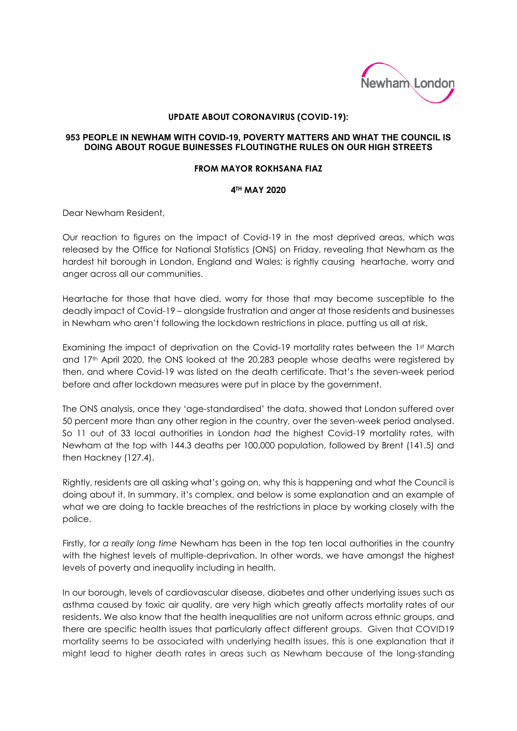**UPDATE ABOUT CORONAVIRUS (COVID-19):**

**953 PEOPLE IN NEWHAM WITH COVID-19, POVERTY MATTERS AND WHAT THE COUNCIL IS DOING ABOUT ROGUE BUINESSES FLOUTINGTHE RULES ON OUR HIGH STREETS**

**FROM MAYOR ROKHSANA FIAZ**

**4TH MAY 2020**

Dear Newham Resident,

Our reaction to figures on the impact of Covid-19 in the most deprived areas, which was released by the Office for National Statistics (ONS) on Friday, revealing that Newham as the hardest hit borough in London, England and Wales; is rightly causing heartache, worry and anger across all our communities.

Heartache for those that have died, worry for those that may become susceptible to the deadly impact of Covid-19 – alongside frustration and anger at those residents and businesses in Newham who aren't following the lockdown restrictions in place, putting us all at risk.

Examining the impact of deprivation on the Covid-19 mortality rates between the 1st March and 17th April 2020, the ONS looked at the 20,283 people whose deaths were registered by then, and where Covid-19 was listed on the death certificate. That's the seven-week period before and after lockdown measures were put in place by the government.

The ONS analysis, once they 'age-standardised' the data, showed that London suffered over 50 percent more than any other region in the country, over the seven-week period analysed. So 11 out of 33 local authorities in London *had* the highest Covid-19 mortality rates, with Newham at the top with 144.3 deaths per 100,000 population, followed by Brent (141.5) and then Hackney (127.4).

Rightly, residents are all asking what's going on, why this is happening and what the Council is doing about it. In summary, it's complex, and below is some explanation and an example of what we are doing to tackle breaches of the restrictions in place by working closely with the police.

Firstly, for *a really long time* Newham has been in the top ten local authorities in the country with the highest levels of multiple-deprivation. In other words, we have amongst the highest levels of poverty and inequality including in health.

In our borough, levels of cardiovascular disease, diabetes and other underlying issues such as asthma caused by toxic air quality, are very high which greatly affects mortality rates of our residents. We also know that the health inequalities are not uniform across ethnic groups, and there are specific health issues that particularly affect different groups. Given that COVID19 mortality seems to be associated with underlying health issues, this is one explanation that it might lead to higher death rates in areas such as Newham because of the long-standing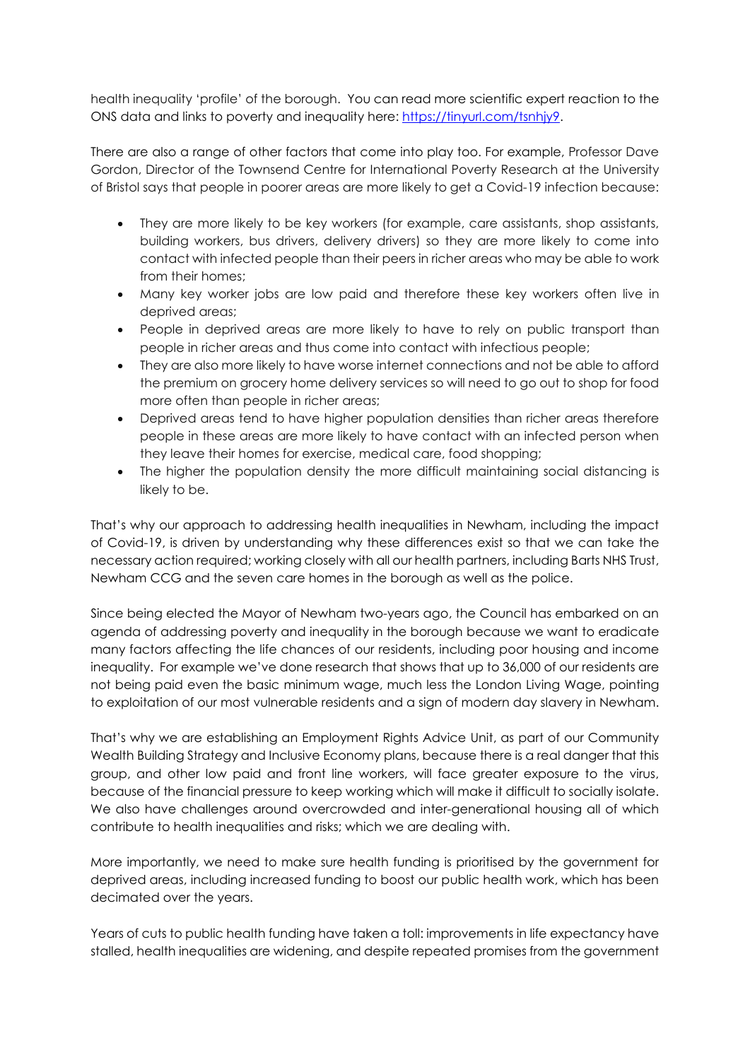health inequality 'profile' of the borough. You can read more scientific expert reaction to the ONS data and links to poverty and inequality here: [https://tinyurl.com/tsnhjy9](https://tinyurl.com/tsnhjy9).

There are also a range of other factors that come into play too. For example, Professor Dave Gordon, Director of the Townsend Centre for International Poverty Research at the University of Bristol says that people in poorer areas are more likely to get a Covid-19 infection because:

- They are more likely to be key workers (for example, care assistants, shop assistants, building workers, bus drivers, delivery drivers) so they are more likely to come into contact with infected people than their peers in richer areas who may be able to work from their homes;
- Many key worker jobs are low paid and therefore these key workers often live in deprived areas;
- People in deprived areas are more likely to have to rely on public transport than people in richer areas and thus come into contact with infectious people;
- They are also more likely to have worse internet connections and not be able to afford the premium on grocery home delivery services so will need to go out to shop for food more often than people in richer areas;
- Deprived areas tend to have higher population densities than richer areas therefore people in these areas are more likely to have contact with an infected person when they leave their homes for exercise, medical care, food shopping;
- The higher the population density the more difficult maintaining social distancing is likely to be.

That's why our approach to addressing health inequalities in Newham, including the impact of Covid-19, is driven by understanding why these differences exist so that we can take the necessary action required; working closely with all our health partners, including Barts NHS Trust, Newham CCG and the seven care homes in the borough as well as the police.

Since being elected the Mayor of Newham two-years ago, the Council has embarked on an agenda of addressing poverty and inequality in the borough because we want to eradicate many factors affecting the life chances of our residents, including poor housing and income inequality. For example we've done research that shows that up to 36,000 of our residents are not being paid even the basic minimum wage, much less the London Living Wage, pointing to exploitation of our most vulnerable residents and a sign of modern day slavery in Newham.

That's why we are establishing an Employment Rights Advice Unit, as part of our Community Wealth Building Strategy and Inclusive Economy plans, because there is a real danger that this group, and other low paid and front line workers, will face greater exposure to the virus, because of the financial pressure to keep working which will make it difficult to socially isolate. We also have challenges around overcrowded and inter-generational housing all of which contribute to health inequalities and risks; which we are dealing with.

More importantly, we need to make sure health funding is prioritised by the government for deprived areas, including increased funding to boost our public health work, which has been decimated over the years.

Years of cuts to public health funding have taken a toll: improvements in life expectancy have stalled, health inequalities are widening, and despite repeated promises from the government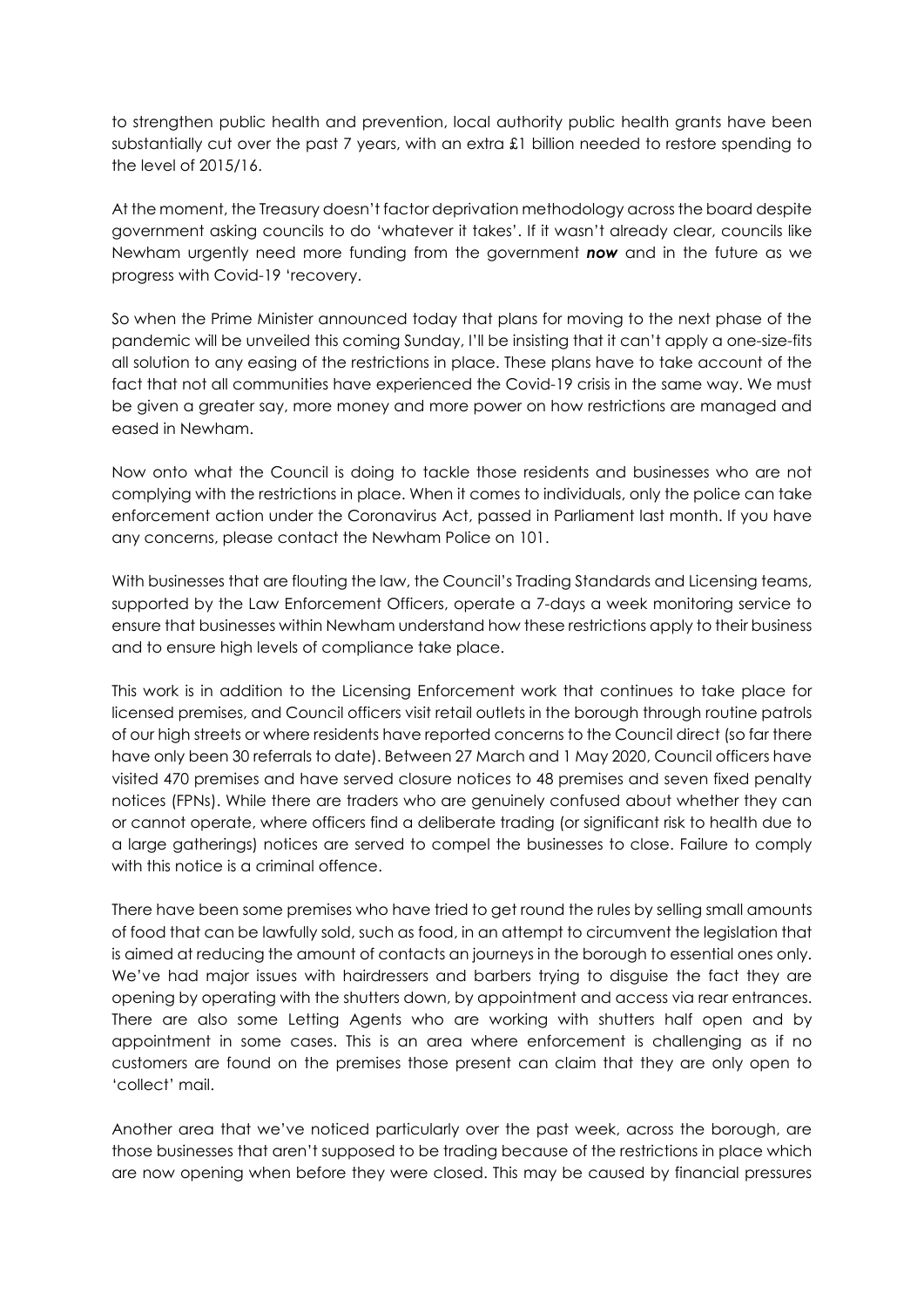to strengthen public health and prevention, local authority public health grants have been substantially cut over the past 7 years, with an extra £1 billion needed to restore spending to the level of 2015/16.

At the moment, the Treasury doesn't factor deprivation methodology across the board despite government asking councils to do 'whatever it takes'. If it wasn't already clear, councils like Newham urgently need more funding from the government ***now*** and in the future as we progress with Covid-19 'recovery.

So when the Prime Minister announced today that plans for moving to the next phase of the pandemic will be unveiled this coming Sunday, I'll be insisting that it can't apply a one-size-fits all solution to any easing of the restrictions in place. These plans have to take account of the fact that not all communities have experienced the Covid-19 crisis in the same way. We must be given a greater say, more money and more power on how restrictions are managed and eased in Newham.

Now onto what the Council is doing to tackle those residents and businesses who are not complying with the restrictions in place. When it comes to individuals, only the police can take enforcement action under the Coronavirus Act, passed in Parliament last month. If you have any concerns, please contact the Newham Police on 101.

With businesses that are flouting the law, the Council's Trading Standards and Licensing teams, supported by the Law Enforcement Officers, operate a 7-days a week monitoring service to ensure that businesses within Newham understand how these restrictions apply to their business and to ensure high levels of compliance take place.

This work is in addition to the Licensing Enforcement work that continues to take place for licensed premises, and Council officers visit retail outlets in the borough through routine patrols of our high streets or where residents have reported concerns to the Council direct (so far there have only been 30 referrals to date). Between 27 March and 1 May 2020, Council officers have visited 470 premises and have served closure notices to 48 premises and seven fixed penalty notices (FPNs). While there are traders who are genuinely confused about whether they can or cannot operate, where officers find a deliberate trading (or significant risk to health due to a large gatherings) notices are served to compel the businesses to close. Failure to comply with this notice is a criminal offence.

There have been some premises who have tried to get round the rules by selling small amounts of food that can be lawfully sold, such as food, in an attempt to circumvent the legislation that is aimed at reducing the amount of contacts an journeys in the borough to essential ones only. We've had major issues with hairdressers and barbers trying to disguise the fact they are opening by operating with the shutters down, by appointment and access via rear entrances. There are also some Letting Agents who are working with shutters half open and by appointment in some cases. This is an area where enforcement is challenging as if no customers are found on the premises those present can claim that they are only open to 'collect' mail.

Another area that we've noticed particularly over the past week, across the borough, are those businesses that aren't supposed to be trading because of the restrictions in place which are now opening when before they were closed. This may be caused by financial pressures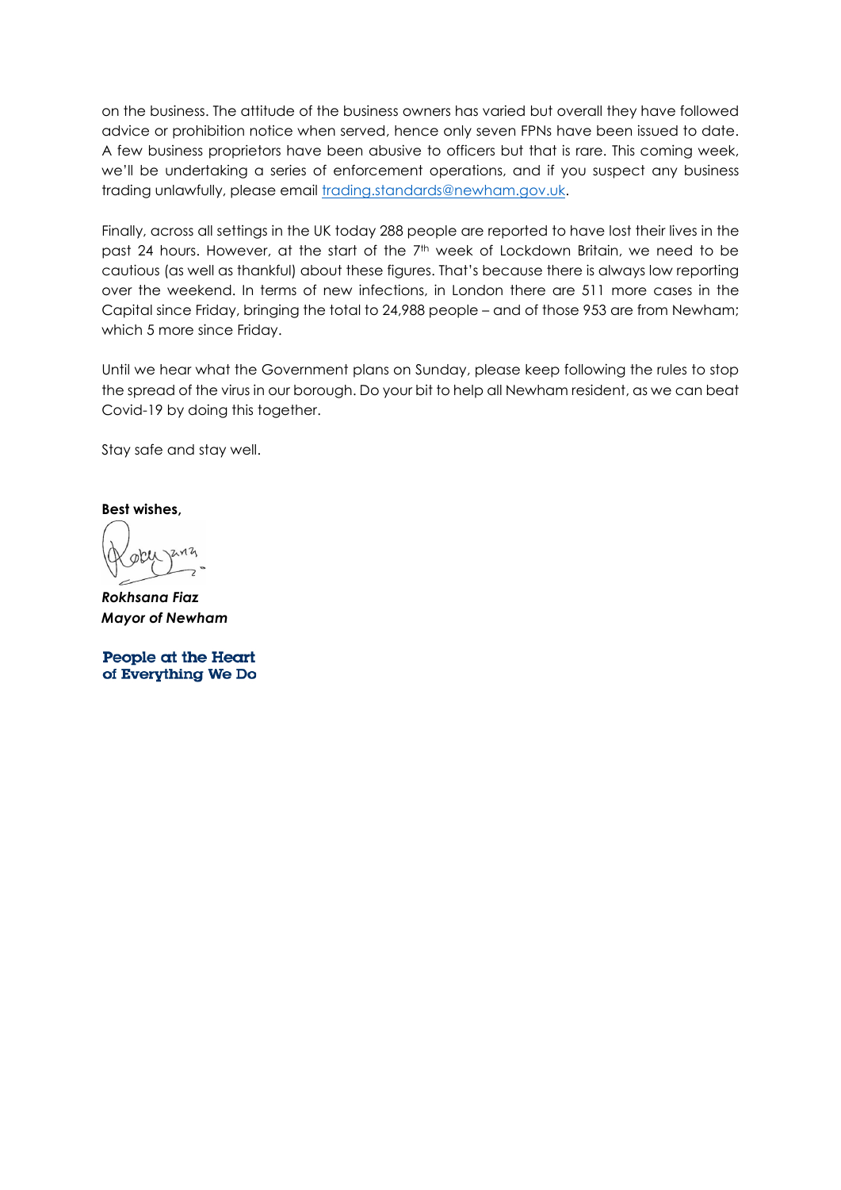on the business. The attitude of the business owners has varied but overall they have followed advice or prohibition notice when served, hence only seven FPNs have been issued to date. A few business proprietors have been abusive to officers but that is rare. This coming week, we'll be undertaking a series of enforcement operations, and if you suspect any business trading unlawfully, please email [trading.standards@newham.gov.uk](mailto:trading.standards@newham.gov.uk).

Finally, across all settings in the UK today 288 people are reported to have lost their lives in the past 24 hours. However, at the start of the 7th week of Lockdown Britain, we need to be cautious (as well as thankful) about these figures. That's because there is always low reporting over the weekend. In terms of new infections, in London there are 511 more cases in the Capital since Friday, bringing the total to 24,988 people – and of those 953 are from Newham; which 5 more since Friday.

Until we hear what the Government plans on Sunday, please keep following the rules to stop the spread of the virus in our borough. Do your bit to help all Newham resident, as we can beat Covid-19 by doing this together.

Stay safe and stay well.

**Best wishes,**

***Rokhsana Fiaz***
***Mayor of Newham***

**People at the Heart of Everything We Do**